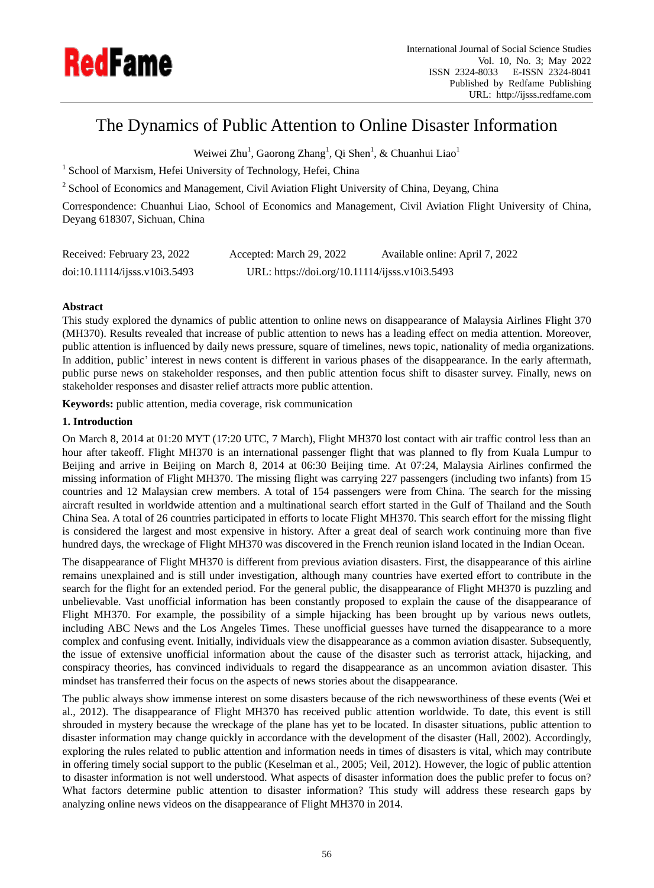# The Dynamics of Public Attention to Online Disaster Information

Weiwei Zhu[1], Gaorong Zhang[1], Qi Shen[1], & Chuanhui Liao[1]

[1] School of Marxism, Hefei University of Technology, Hefei, China

[2] School of Economics and Management, Civil Aviation Flight University of China, Deyang, China

Correspondence: Chuanhui Liao, School of Economics and Management, Civil Aviation Flight University of China, Deyang 618307, Sichuan, China

Received: February 23, 2022    Accepted: March 29, 2022    Available online: April 7, 2022

doi:10.11114/ijsss.v10i3.5493    URL: https://doi.org/10.11114/ijsss.v10i3.5493

**Abstract**

This study explored the dynamics of public attention to online news on disappearance of Malaysia Airlines Flight 370 (MH370). Results revealed that increase of public attention to news has a leading effect on media attention. Moreover, public attention is influenced by daily news pressure, square of timelines, news topic, nationality of media organizations. In addition, public' interest in news content is different in various phases of the disappearance. In the early aftermath, public purse news on stakeholder responses, and then public attention focus shift to disaster survey. Finally, news on stakeholder responses and disaster relief attracts more public attention.

**Keywords:** public attention, media coverage, risk communication

## 1. Introduction

On March 8, 2014 at 01:20 MYT (17:20 UTC, 7 March), Flight MH370 lost contact with air traffic control less than an hour after takeoff. Flight MH370 is an international passenger flight that was planned to fly from Kuala Lumpur to Beijing and arrive in Beijing on March 8, 2014 at 06:30 Beijing time. At 07:24, Malaysia Airlines confirmed the missing information of Flight MH370. The missing flight was carrying 227 passengers (including two infants) from 15 countries and 12 Malaysian crew members. A total of 154 passengers were from China. The search for the missing aircraft resulted in worldwide attention and a multinational search effort started in the Gulf of Thailand and the South China Sea. A total of 26 countries participated in efforts to locate Flight MH370. This search effort for the missing flight is considered the largest and most expensive in history. After a great deal of search work continuing more than five hundred days, the wreckage of Flight MH370 was discovered in the French reunion island located in the Indian Ocean.

The disappearance of Flight MH370 is different from previous aviation disasters. First, the disappearance of this airline remains unexplained and is still under investigation, although many countries have exerted effort to contribute in the search for the flight for an extended period. For the general public, the disappearance of Flight MH370 is puzzling and unbelievable. Vast unofficial information has been constantly proposed to explain the cause of the disappearance of Flight MH370. For example, the possibility of a simple hijacking has been brought up by various news outlets, including ABC News and the Los Angeles Times. These unofficial guesses have turned the disappearance to a more complex and confusing event. Initially, individuals view the disappearance as a common aviation disaster. Subsequently, the issue of extensive unofficial information about the cause of the disaster such as terrorist attack, hijacking, and conspiracy theories, has convinced individuals to regard the disappearance as an uncommon aviation disaster. This mindset has transferred their focus on the aspects of news stories about the disappearance.

The public always show immense interest on some disasters because of the rich newsworthiness of these events (Wei et al., 2012). The disappearance of Flight MH370 has received public attention worldwide. To date, this event is still shrouded in mystery because the wreckage of the plane has yet to be located. In disaster situations, public attention to disaster information may change quickly in accordance with the development of the disaster (Hall, 2002). Accordingly, exploring the rules related to public attention and information needs in times of disasters is vital, which may contribute in offering timely social support to the public (Keselman et al., 2005; Veil, 2012). However, the logic of public attention to disaster information is not well understood. What aspects of disaster information does the public prefer to focus on? What factors determine public attention to disaster information? This study will address these research gaps by analyzing online news videos on the disappearance of Flight MH370 in 2014.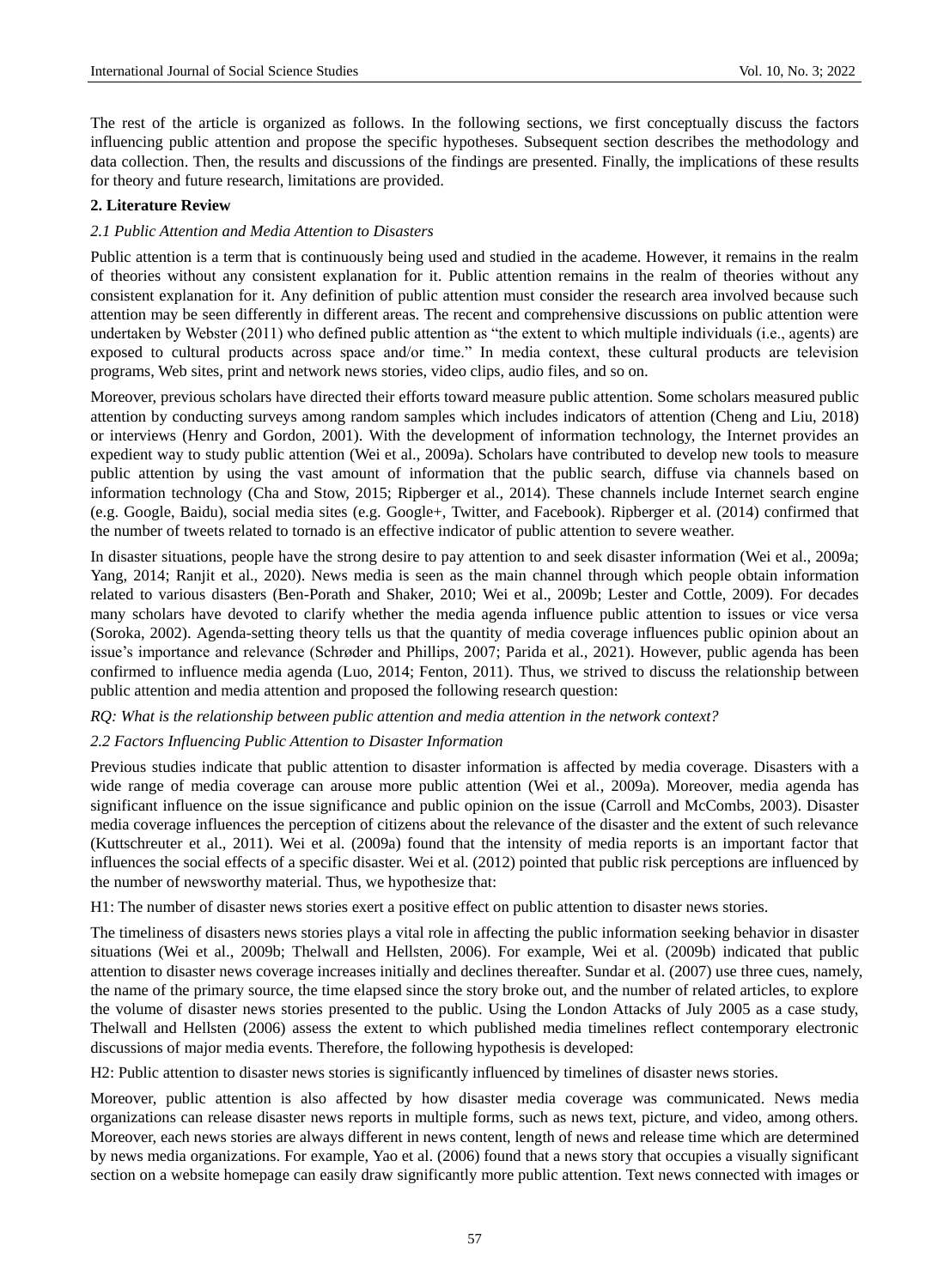The rest of the article is organized as follows. In the following sections, we first conceptually discuss the factors influencing public attention and propose the specific hypotheses. Subsequent section describes the methodology and data collection. Then, the results and discussions of the findings are presented. Finally, the implications of these results for theory and future research, limitations are provided.

## 2. Literature Review

### *2.1 Public Attention and Media Attention to Disasters*

Public attention is a term that is continuously being used and studied in the academe. However, it remains in the realm of theories without any consistent explanation for it. Public attention remains in the realm of theories without any consistent explanation for it. Any definition of public attention must consider the research area involved because such attention may be seen differently in different areas. The recent and comprehensive discussions on public attention were undertaken by Webster (2011) who defined public attention as "the extent to which multiple individuals (i.e., agents) are exposed to cultural products across space and/or time." In media context, these cultural products are television programs, Web sites, print and network news stories, video clips, audio files, and so on.

Moreover, previous scholars have directed their efforts toward measure public attention. Some scholars measured public attention by conducting surveys among random samples which includes indicators of attention (Cheng and Liu, 2018) or interviews (Henry and Gordon, 2001). With the development of information technology, the Internet provides an expedient way to study public attention (Wei et al., 2009a). Scholars have contributed to develop new tools to measure public attention by using the vast amount of information that the public search, diffuse via channels based on information technology (Cha and Stow, 2015; Ripberger et al., 2014). These channels include Internet search engine (e.g. Google, Baidu), social media sites (e.g. Google+, Twitter, and Facebook). Ripberger et al. (2014) confirmed that the number of tweets related to tornado is an effective indicator of public attention to severe weather.

In disaster situations, people have the strong desire to pay attention to and seek disaster information (Wei et al., 2009a; Yang, 2014; Ranjit et al., 2020). News media is seen as the main channel through which people obtain information related to various disasters (Ben-Porath and Shaker, 2010; Wei et al., 2009b; Lester and Cottle, 2009). For decades many scholars have devoted to clarify whether the media agenda influence public attention to issues or vice versa (Soroka, 2002). Agenda-setting theory tells us that the quantity of media coverage influences public opinion about an issue's importance and relevance (Schrøder and Phillips, 2007; Parida et al., 2021). However, public agenda has been confirmed to influence media agenda (Luo, 2014; Fenton, 2011). Thus, we strived to discuss the relationship between public attention and media attention and proposed the following research question:

*RQ: What is the relationship between public attention and media attention in the network context?*

### *2.2 Factors Influencing Public Attention to Disaster Information*

Previous studies indicate that public attention to disaster information is affected by media coverage. Disasters with a wide range of media coverage can arouse more public attention (Wei et al., 2009a). Moreover, media agenda has significant influence on the issue significance and public opinion on the issue (Carroll and McCombs, 2003). Disaster media coverage influences the perception of citizens about the relevance of the disaster and the extent of such relevance (Kuttschreuter et al., 2011). Wei et al. (2009a) found that the intensity of media reports is an important factor that influences the social effects of a specific disaster. Wei et al. (2012) pointed that public risk perceptions are influenced by the number of newsworthy material. Thus, we hypothesize that:

H1: The number of disaster news stories exert a positive effect on public attention to disaster news stories.

The timeliness of disasters news stories plays a vital role in affecting the public information seeking behavior in disaster situations (Wei et al., 2009b; Thelwall and Hellsten, 2006). For example, Wei et al. (2009b) indicated that public attention to disaster news coverage increases initially and declines thereafter. Sundar et al. (2007) use three cues, namely, the name of the primary source, the time elapsed since the story broke out, and the number of related articles, to explore the volume of disaster news stories presented to the public. Using the London Attacks of July 2005 as a case study, Thelwall and Hellsten (2006) assess the extent to which published media timelines reflect contemporary electronic discussions of major media events. Therefore, the following hypothesis is developed:

H2: Public attention to disaster news stories is significantly influenced by timelines of disaster news stories.

Moreover, public attention is also affected by how disaster media coverage was communicated. News media organizations can release disaster news reports in multiple forms, such as news text, picture, and video, among others. Moreover, each news stories are always different in news content, length of news and release time which are determined by news media organizations. For example, Yao et al. (2006) found that a news story that occupies a visually significant section on a website homepage can easily draw significantly more public attention. Text news connected with images or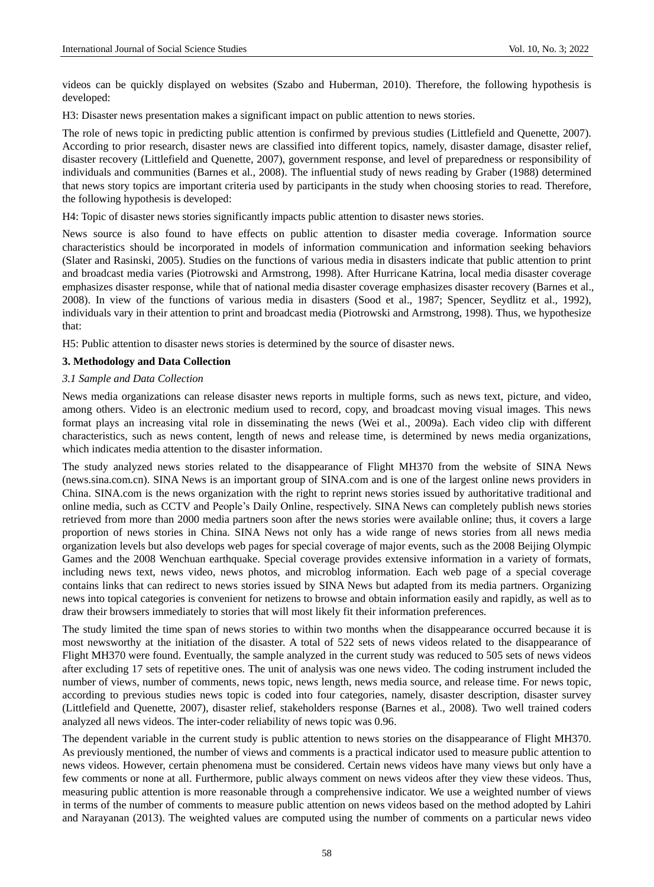videos can be quickly displayed on websites (Szabo and Huberman, 2010). Therefore, the following hypothesis is developed:

H3: Disaster news presentation makes a significant impact on public attention to news stories.

The role of news topic in predicting public attention is confirmed by previous studies (Littlefield and Quenette, 2007). According to prior research, disaster news are classified into different topics, namely, disaster damage, disaster relief, disaster recovery (Littlefield and Quenette, 2007), government response, and level of preparedness or responsibility of individuals and communities (Barnes et al., 2008). The influential study of news reading by Graber (1988) determined that news story topics are important criteria used by participants in the study when choosing stories to read. Therefore, the following hypothesis is developed:

H4: Topic of disaster news stories significantly impacts public attention to disaster news stories.

News source is also found to have effects on public attention to disaster media coverage. Information source characteristics should be incorporated in models of information communication and information seeking behaviors (Slater and Rasinski, 2005). Studies on the functions of various media in disasters indicate that public attention to print and broadcast media varies (Piotrowski and Armstrong, 1998). After Hurricane Katrina, local media disaster coverage emphasizes disaster response, while that of national media disaster coverage emphasizes disaster recovery (Barnes et al., 2008). In view of the functions of various media in disasters (Sood et al., 1987; Spencer, Seydlitz et al., 1992), individuals vary in their attention to print and broadcast media (Piotrowski and Armstrong, 1998). Thus, we hypothesize that:

H5: Public attention to disaster news stories is determined by the source of disaster news.

## 3. Methodology and Data Collection

### *3.1 Sample and Data Collection*

News media organizations can release disaster news reports in multiple forms, such as news text, picture, and video, among others. Video is an electronic medium used to record, copy, and broadcast moving visual images. This news format plays an increasing vital role in disseminating the news (Wei et al., 2009a). Each video clip with different characteristics, such as news content, length of news and release time, is determined by news media organizations, which indicates media attention to the disaster information.

The study analyzed news stories related to the disappearance of Flight MH370 from the website of SINA News (news.sina.com.cn). SINA News is an important group of SINA.com and is one of the largest online news providers in China. SINA.com is the news organization with the right to reprint news stories issued by authoritative traditional and online media, such as CCTV and People's Daily Online, respectively. SINA News can completely publish news stories retrieved from more than 2000 media partners soon after the news stories were available online; thus, it covers a large proportion of news stories in China. SINA News not only has a wide range of news stories from all news media organization levels but also develops web pages for special coverage of major events, such as the 2008 Beijing Olympic Games and the 2008 Wenchuan earthquake. Special coverage provides extensive information in a variety of formats, including news text, news video, news photos, and microblog information. Each web page of a special coverage contains links that can redirect to news stories issued by SINA News but adapted from its media partners. Organizing news into topical categories is convenient for netizens to browse and obtain information easily and rapidly, as well as to draw their browsers immediately to stories that will most likely fit their information preferences.

The study limited the time span of news stories to within two months when the disappearance occurred because it is most newsworthy at the initiation of the disaster. A total of 522 sets of news videos related to the disappearance of Flight MH370 were found. Eventually, the sample analyzed in the current study was reduced to 505 sets of news videos after excluding 17 sets of repetitive ones. The unit of analysis was one news video. The coding instrument included the number of views, number of comments, news topic, news length, news media source, and release time. For news topic, according to previous studies news topic is coded into four categories, namely, disaster description, disaster survey (Littlefield and Quenette, 2007), disaster relief, stakeholders response (Barnes et al., 2008). Two well trained coders analyzed all news videos. The inter-coder reliability of news topic was 0.96.

The dependent variable in the current study is public attention to news stories on the disappearance of Flight MH370. As previously mentioned, the number of views and comments is a practical indicator used to measure public attention to news videos. However, certain phenomena must be considered. Certain news videos have many views but only have a few comments or none at all. Furthermore, public always comment on news videos after they view these videos. Thus, measuring public attention is more reasonable through a comprehensive indicator. We use a weighted number of views in terms of the number of comments to measure public attention on news videos based on the method adopted by Lahiri and Narayanan (2013). The weighted values are computed using the number of comments on a particular news video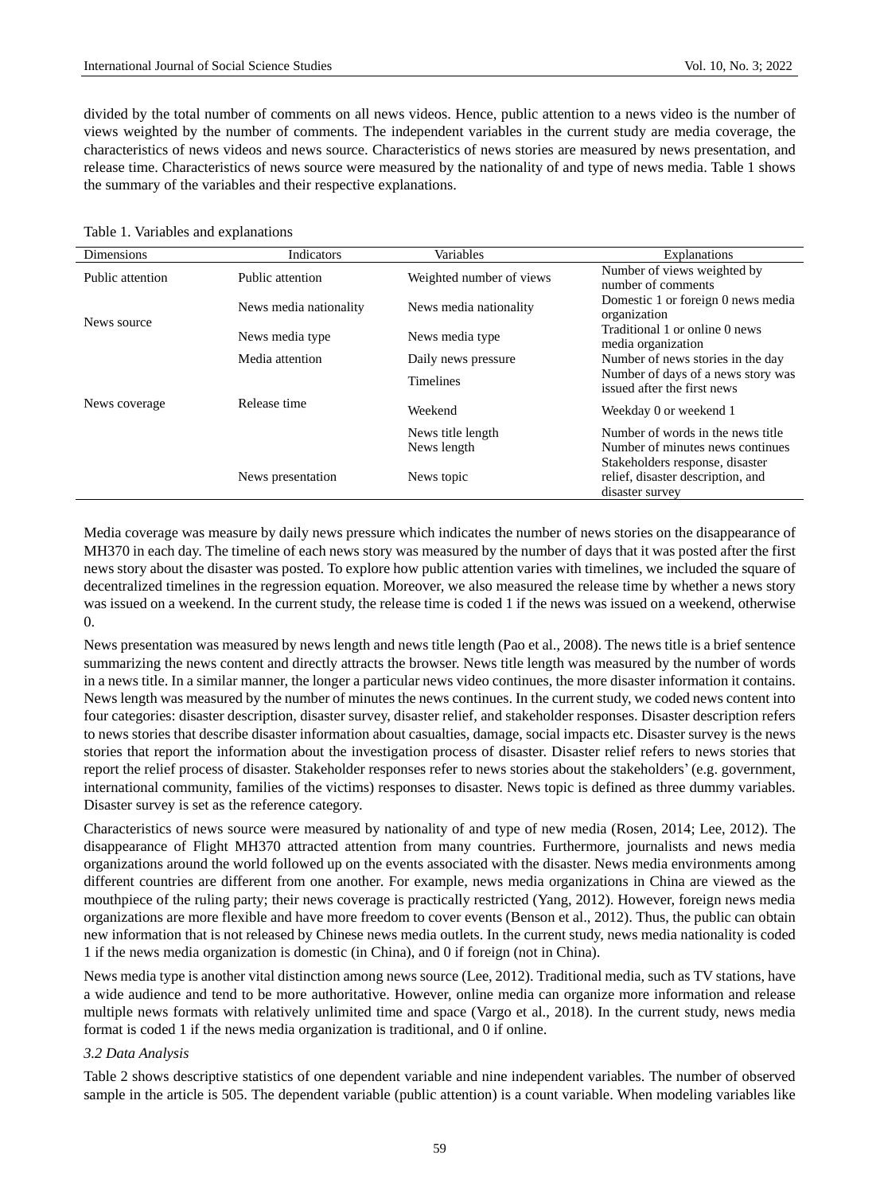divided by the total number of comments on all news videos. Hence, public attention to a news video is the number of views weighted by the number of comments. The independent variables in the current study are media coverage, the characteristics of news videos and news source. Characteristics of news stories are measured by news presentation, and release time. Characteristics of news source were measured by the nationality of and type of news media. Table 1 shows the summary of the variables and their respective explanations.

Table 1. Variables and explanations

| Dimensions | Indicators | Variables | Explanations |
|---|---|---|---|
| Public attention | Public attention | Weighted number of views | Number of views weighted by number of comments |
| News source | News media nationality | News media nationality | Domestic 1 or foreign 0 news media organization |
| | News media type | News media type | Traditional 1 or online 0 news media organization |
| News coverage | Media attention | Daily news pressure | Number of news stories in the day |
| | Release time | Timelines | Number of days of a news story was issued after the first news |
| | | Weekend | Weekday 0 or weekend 1 |
| | News presentation | News title length | Number of words in the news title |
| | | News length | Number of minutes news continues |
| | | News topic | Stakeholders response, disaster relief, disaster description, and disaster survey |

Media coverage was measure by daily news pressure which indicates the number of news stories on the disappearance of MH370 in each day. The timeline of each news story was measured by the number of days that it was posted after the first news story about the disaster was posted. To explore how public attention varies with timelines, we included the square of decentralized timelines in the regression equation. Moreover, we also measured the release time by whether a news story was issued on a weekend. In the current study, the release time is coded 1 if the news was issued on a weekend, otherwise 0.

News presentation was measured by news length and news title length (Pao et al., 2008). The news title is a brief sentence summarizing the news content and directly attracts the browser. News title length was measured by the number of words in a news title. In a similar manner, the longer a particular news video continues, the more disaster information it contains. News length was measured by the number of minutes the news continues. In the current study, we coded news content into four categories: disaster description, disaster survey, disaster relief, and stakeholder responses. Disaster description refers to news stories that describe disaster information about casualties, damage, social impacts etc. Disaster survey is the news stories that report the information about the investigation process of disaster. Disaster relief refers to news stories that report the relief process of disaster. Stakeholder responses refer to news stories about the stakeholders' (e.g. government, international community, families of the victims) responses to disaster. News topic is defined as three dummy variables. Disaster survey is set as the reference category.

Characteristics of news source were measured by nationality of and type of new media (Rosen, 2014; Lee, 2012). The disappearance of Flight MH370 attracted attention from many countries. Furthermore, journalists and news media organizations around the world followed up on the events associated with the disaster. News media environments among different countries are different from one another. For example, news media organizations in China are viewed as the mouthpiece of the ruling party; their news coverage is practically restricted (Yang, 2012). However, foreign news media organizations are more flexible and have more freedom to cover events (Benson et al., 2012). Thus, the public can obtain new information that is not released by Chinese news media outlets. In the current study, news media nationality is coded 1 if the news media organization is domestic (in China), and 0 if foreign (not in China).

News media type is another vital distinction among news source (Lee, 2012). Traditional media, such as TV stations, have a wide audience and tend to be more authoritative. However, online media can organize more information and release multiple news formats with relatively unlimited time and space (Vargo et al., 2018). In the current study, news media format is coded 1 if the news media organization is traditional, and 0 if online.

### *3.2 Data Analysis*

Table 2 shows descriptive statistics of one dependent variable and nine independent variables. The number of observed sample in the article is 505. The dependent variable (public attention) is a count variable. When modeling variables like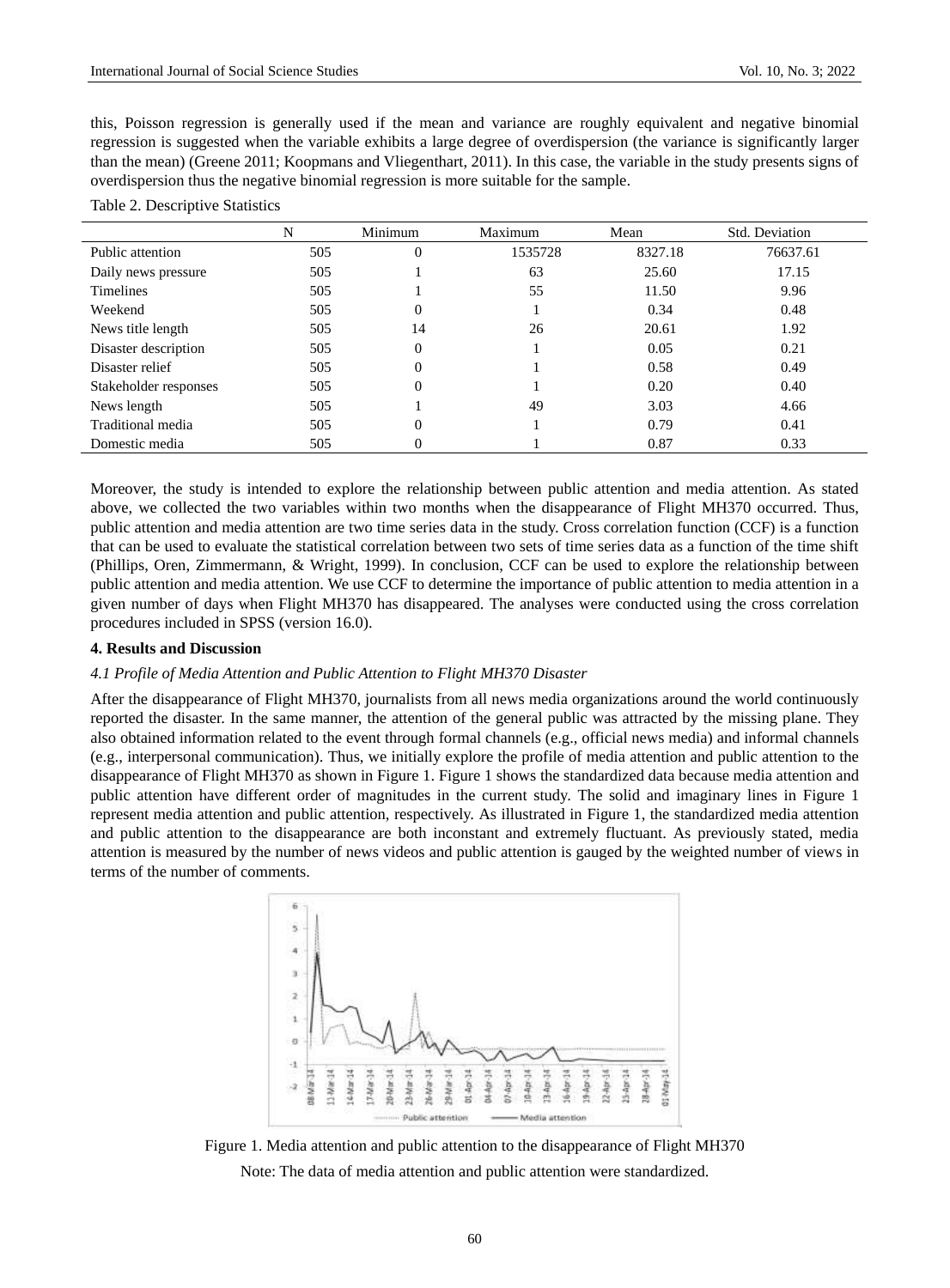this, Poisson regression is generally used if the mean and variance are roughly equivalent and negative binomial regression is suggested when the variable exhibits a large degree of overdispersion (the variance is significantly larger than the mean) (Greene 2011; Koopmans and Vliegenthart, 2011). In this case, the variable in the study presents signs of overdispersion thus the negative binomial regression is more suitable for the sample.

Table 2. Descriptive Statistics

| | N | Minimum | Maximum | Mean | Std. Deviation |
|---|---|---|---|---|---|
| Public attention | 505 | 0 | 1535728 | 8327.18 | 76637.61 |
| Daily news pressure | 505 | 1 | 63 | 25.60 | 17.15 |
| Timelines | 505 | 1 | 55 | 11.50 | 9.96 |
| Weekend | 505 | 0 | 1 | 0.34 | 0.48 |
| News title length | 505 | 14 | 26 | 20.61 | 1.92 |
| Disaster description | 505 | 0 | 1 | 0.05 | 0.21 |
| Disaster relief | 505 | 0 | 1 | 0.58 | 0.49 |
| Stakeholder responses | 505 | 0 | 1 | 0.20 | 0.40 |
| News length | 505 | 1 | 49 | 3.03 | 4.66 |
| Traditional media | 505 | 0 | 1 | 0.79 | 0.41 |
| Domestic media | 505 | 0 | 1 | 0.87 | 0.33 |

Moreover, the study is intended to explore the relationship between public attention and media attention. As stated above, we collected the two variables within two months when the disappearance of Flight MH370 occurred. Thus, public attention and media attention are two time series data in the study. Cross correlation function (CCF) is a function that can be used to evaluate the statistical correlation between two sets of time series data as a function of the time shift (Phillips, Oren, Zimmermann, & Wright, 1999). In conclusion, CCF can be used to explore the relationship between public attention and media attention. We use CCF to determine the importance of public attention to media attention in a given number of days when Flight MH370 has disappeared. The analyses were conducted using the cross correlation procedures included in SPSS (version 16.0).

## 4. Results and Discussion

### *4.1 Profile of Media Attention and Public Attention to Flight MH370 Disaster*

After the disappearance of Flight MH370, journalists from all news media organizations around the world continuously reported the disaster. In the same manner, the attention of the general public was attracted by the missing plane. They also obtained information related to the event through formal channels (e.g., official news media) and informal channels (e.g., interpersonal communication). Thus, we initially explore the profile of media attention and public attention to the disappearance of Flight MH370 as shown in Figure 1. Figure 1 shows the standardized data because media attention and public attention have different order of magnitudes in the current study. The solid and imaginary lines in Figure 1 represent media attention and public attention, respectively. As illustrated in Figure 1, the standardized media attention and public attention to the disappearance are both inconstant and extremely fluctuant. As previously stated, media attention is measured by the number of news videos and public attention is gauged by the weighted number of views in terms of the number of comments.

Figure 1. Media attention and public attention to the disappearance of Flight MH370

Note: The data of media attention and public attention were standardized.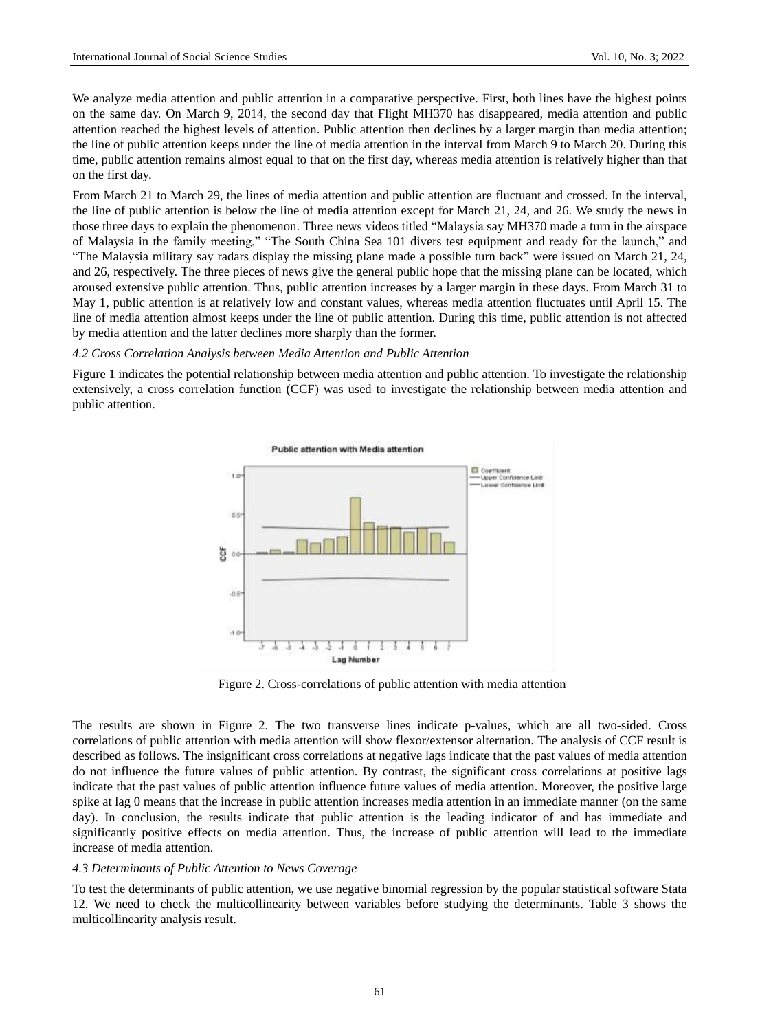We analyze media attention and public attention in a comparative perspective. First, both lines have the highest points on the same day. On March 9, 2014, the second day that Flight MH370 has disappeared, media attention and public attention reached the highest levels of attention. Public attention then declines by a larger margin than media attention; the line of public attention keeps under the line of media attention in the interval from March 9 to March 20. During this time, public attention remains almost equal to that on the first day, whereas media attention is relatively higher than that on the first day.

From March 21 to March 29, the lines of media attention and public attention are fluctuant and crossed. In the interval, the line of public attention is below the line of media attention except for March 21, 24, and 26. We study the news in those three days to explain the phenomenon. Three news videos titled "Malaysia say MH370 made a turn in the airspace of Malaysia in the family meeting," "The South China Sea 101 divers test equipment and ready for the launch," and "The Malaysia military say radars display the missing plane made a possible turn back" were issued on March 21, 24, and 26, respectively. The three pieces of news give the general public hope that the missing plane can be located, which aroused extensive public attention. Thus, public attention increases by a larger margin in these days. From March 31 to May 1, public attention is at relatively low and constant values, whereas media attention fluctuates until April 15. The line of media attention almost keeps under the line of public attention. During this time, public attention is not affected by media attention and the latter declines more sharply than the former.

### *4.2 Cross Correlation Analysis between Media Attention and Public Attention*

Figure 1 indicates the potential relationship between media attention and public attention. To investigate the relationship extensively, a cross correlation function (CCF) was used to investigate the relationship between media attention and public attention.

Figure 2. Cross-correlations of public attention with media attention

The results are shown in Figure 2. The two transverse lines indicate p-values, which are all two-sided. Cross correlations of public attention with media attention will show flexor/extensor alternation. The analysis of CCF result is described as follows. The insignificant cross correlations at negative lags indicate that the past values of media attention do not influence the future values of public attention. By contrast, the significant cross correlations at positive lags indicate that the past values of public attention influence future values of media attention. Moreover, the positive large spike at lag 0 means that the increase in public attention increases media attention in an immediate manner (on the same day). In conclusion, the results indicate that public attention is the leading indicator of and has immediate and significantly positive effects on media attention. Thus, the increase of public attention will lead to the immediate increase of media attention.

### *4.3 Determinants of Public Attention to News Coverage*

To test the determinants of public attention, we use negative binomial regression by the popular statistical software Stata 12. We need to check the multicollinearity between variables before studying the determinants. Table 3 shows the multicollinearity analysis result.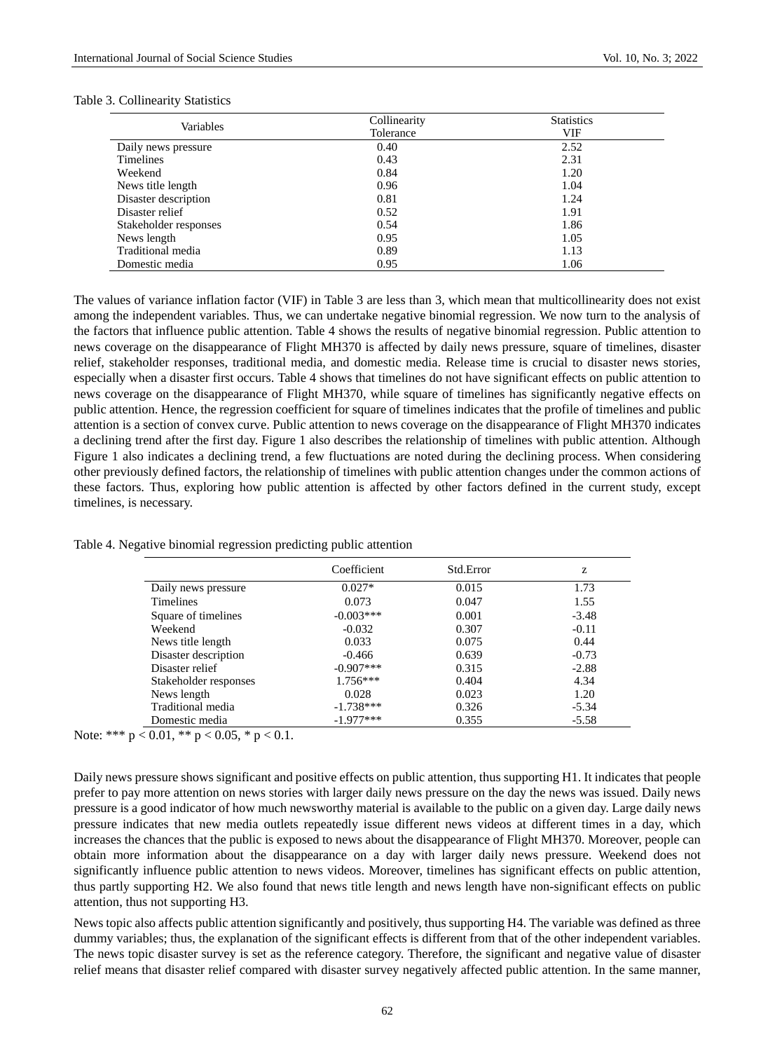Table 3. Collinearity Statistics

| Variables | Collinearity Tolerance | Statistics VIF |
|---|---|---|
| Daily news pressure | 0.40 | 2.52 |
| Timelines | 0.43 | 2.31 |
| Weekend | 0.84 | 1.20 |
| News title length | 0.96 | 1.04 |
| Disaster description | 0.81 | 1.24 |
| Disaster relief | 0.52 | 1.91 |
| Stakeholder responses | 0.54 | 1.86 |
| News length | 0.95 | 1.05 |
| Traditional media | 0.89 | 1.13 |
| Domestic media | 0.95 | 1.06 |

The values of variance inflation factor (VIF) in Table 3 are less than 3, which mean that multicollinearity does not exist among the independent variables. Thus, we can undertake negative binomial regression. We now turn to the analysis of the factors that influence public attention. Table 4 shows the results of negative binomial regression. Public attention to news coverage on the disappearance of Flight MH370 is affected by daily news pressure, square of timelines, disaster relief, stakeholder responses, traditional media, and domestic media. Release time is crucial to disaster news stories, especially when a disaster first occurs. Table 4 shows that timelines do not have significant effects on public attention to news coverage on the disappearance of Flight MH370, while square of timelines has significantly negative effects on public attention. Hence, the regression coefficient for square of timelines indicates that the profile of timelines and public attention is a section of convex curve. Public attention to news coverage on the disappearance of Flight MH370 indicates a declining trend after the first day. Figure 1 also describes the relationship of timelines with public attention. Although Figure 1 also indicates a declining trend, a few fluctuations are noted during the declining process. When considering other previously defined factors, the relationship of timelines with public attention changes under the common actions of these factors. Thus, exploring how public attention is affected by other factors defined in the current study, except timelines, is necessary.

Table 4. Negative binomial regression predicting public attention

| | Coefficient | Std.Error | z |
|---|---|---|---|
| Daily news pressure | 0.027* | 0.015 | 1.73 |
| Timelines | 0.073 | 0.047 | 1.55 |
| Square of timelines | -0.003*** | 0.001 | -3.48 |
| Weekend | -0.032 | 0.307 | -0.11 |
| News title length | 0.033 | 0.075 | 0.44 |
| Disaster description | -0.466 | 0.639 | -0.73 |
| Disaster relief | -0.907*** | 0.315 | -2.88 |
| Stakeholder responses | 1.756*** | 0.404 | 4.34 |
| News length | 0.028 | 0.023 | 1.20 |
| Traditional media | -1.738*** | 0.326 | -5.34 |
| Domestic media | -1.977*** | 0.355 | -5.58 |

Note: *** $p < 0.01$, ** $p < 0.05$, * $p < 0.1$.

Daily news pressure shows significant and positive effects on public attention, thus supporting H1. It indicates that people prefer to pay more attention on news stories with larger daily news pressure on the day the news was issued. Daily news pressure is a good indicator of how much newsworthy material is available to the public on a given day. Large daily news pressure indicates that new media outlets repeatedly issue different news videos at different times in a day, which increases the chances that the public is exposed to news about the disappearance of Flight MH370. Moreover, people can obtain more information about the disappearance on a day with larger daily news pressure. Weekend does not significantly influence public attention to news videos. Moreover, timelines has significant effects on public attention, thus partly supporting H2. We also found that news title length and news length have non-significant effects on public attention, thus not supporting H3.

News topic also affects public attention significantly and positively, thus supporting H4. The variable was defined as three dummy variables; thus, the explanation of the significant effects is different from that of the other independent variables. The news topic disaster survey is set as the reference category. Therefore, the significant and negative value of disaster relief means that disaster relief compared with disaster survey negatively affected public attention. In the same manner,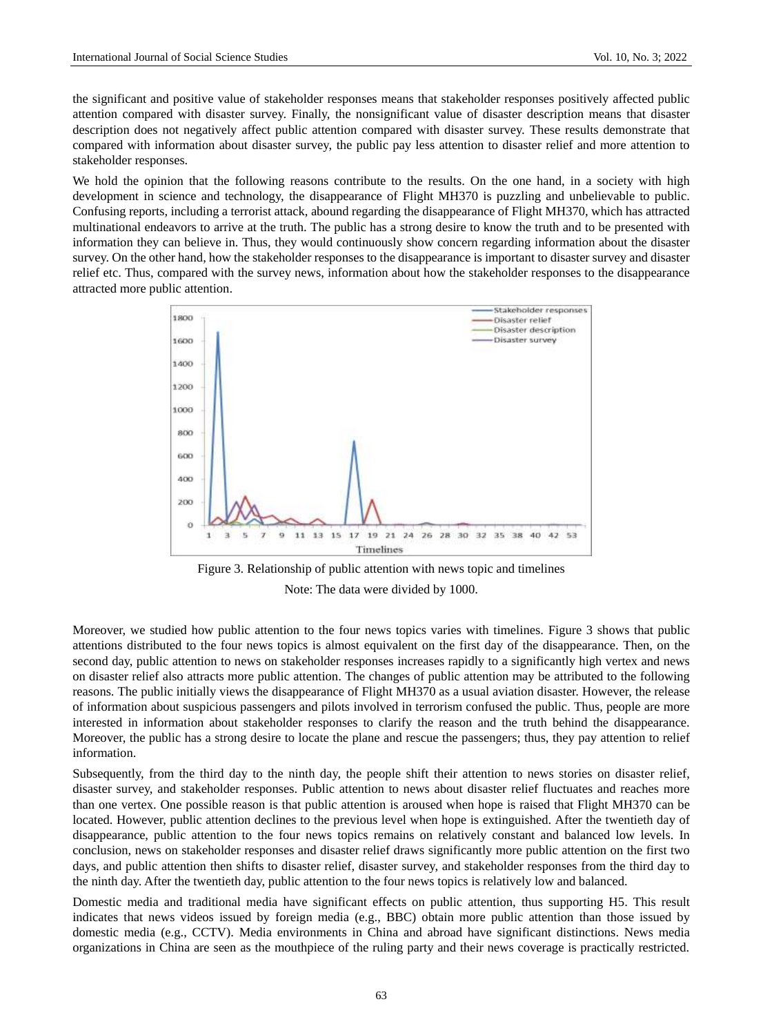the significant and positive value of stakeholder responses means that stakeholder responses positively affected public attention compared with disaster survey. Finally, the nonsignificant value of disaster description means that disaster description does not negatively affect public attention compared with disaster survey. These results demonstrate that compared with information about disaster survey, the public pay less attention to disaster relief and more attention to stakeholder responses.

We hold the opinion that the following reasons contribute to the results. On the one hand, in a society with high development in science and technology, the disappearance of Flight MH370 is puzzling and unbelievable to public. Confusing reports, including a terrorist attack, abound regarding the disappearance of Flight MH370, which has attracted multinational endeavors to arrive at the truth. The public has a strong desire to know the truth and to be presented with information they can believe in. Thus, they would continuously show concern regarding information about the disaster survey. On the other hand, how the stakeholder responses to the disappearance is important to disaster survey and disaster relief etc. Thus, compared with the survey news, information about how the stakeholder responses to the disappearance attracted more public attention.

Figure 3. Relationship of public attention with news topic and timelines

Note: The data were divided by 1000.

Moreover, we studied how public attention to the four news topics varies with timelines. Figure 3 shows that public attentions distributed to the four news topics is almost equivalent on the first day of the disappearance. Then, on the second day, public attention to news on stakeholder responses increases rapidly to a significantly high vertex and news on disaster relief also attracts more public attention. The changes of public attention may be attributed to the following reasons. The public initially views the disappearance of Flight MH370 as a usual aviation disaster. However, the release of information about suspicious passengers and pilots involved in terrorism confused the public. Thus, people are more interested in information about stakeholder responses to clarify the reason and the truth behind the disappearance. Moreover, the public has a strong desire to locate the plane and rescue the passengers; thus, they pay attention to relief information.

Subsequently, from the third day to the ninth day, the people shift their attention to news stories on disaster relief, disaster survey, and stakeholder responses. Public attention to news about disaster relief fluctuates and reaches more than one vertex. One possible reason is that public attention is aroused when hope is raised that Flight MH370 can be located. However, public attention declines to the previous level when hope is extinguished. After the twentieth day of disappearance, public attention to the four news topics remains on relatively constant and balanced low levels. In conclusion, news on stakeholder responses and disaster relief draws significantly more public attention on the first two days, and public attention then shifts to disaster relief, disaster survey, and stakeholder responses from the third day to the ninth day. After the twentieth day, public attention to the four news topics is relatively low and balanced.

Domestic media and traditional media have significant effects on public attention, thus supporting H5. This result indicates that news videos issued by foreign media (e.g., BBC) obtain more public attention than those issued by domestic media (e.g., CCTV). Media environments in China and abroad have significant distinctions. News media organizations in China are seen as the mouthpiece of the ruling party and their news coverage is practically restricted.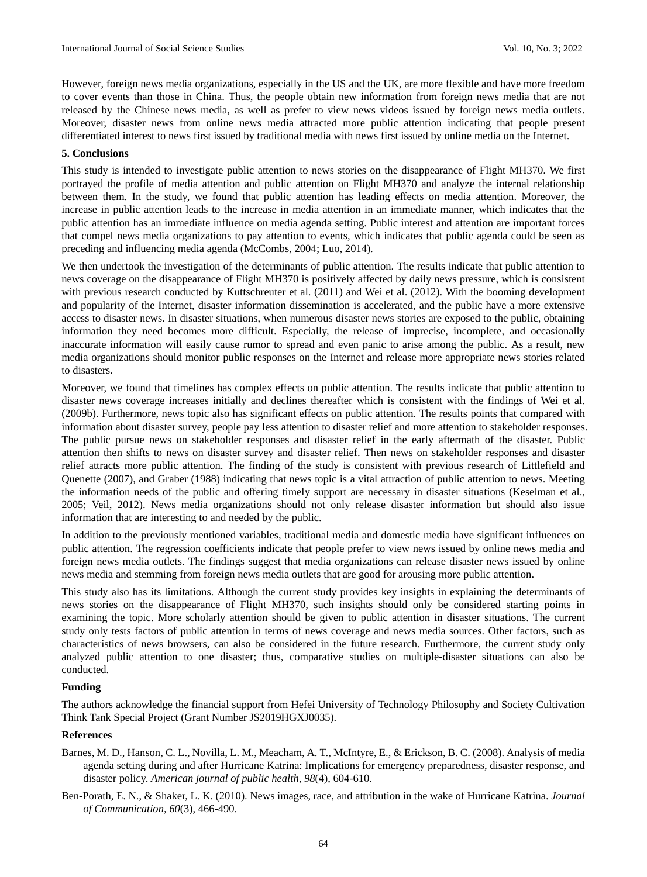However, foreign news media organizations, especially in the US and the UK, are more flexible and have more freedom to cover events than those in China. Thus, the people obtain new information from foreign news media that are not released by the Chinese news media, as well as prefer to view news videos issued by foreign news media outlets. Moreover, disaster news from online news media attracted more public attention indicating that people present differentiated interest to news first issued by traditional media with news first issued by online media on the Internet.

## 5. Conclusions

This study is intended to investigate public attention to news stories on the disappearance of Flight MH370. We first portrayed the profile of media attention and public attention on Flight MH370 and analyze the internal relationship between them. In the study, we found that public attention has leading effects on media attention. Moreover, the increase in public attention leads to the increase in media attention in an immediate manner, which indicates that the public attention has an immediate influence on media agenda setting. Public interest and attention are important forces that compel news media organizations to pay attention to events, which indicates that public agenda could be seen as preceding and influencing media agenda (McCombs, 2004; Luo, 2014).

We then undertook the investigation of the determinants of public attention. The results indicate that public attention to news coverage on the disappearance of Flight MH370 is positively affected by daily news pressure, which is consistent with previous research conducted by Kuttschreuter et al. (2011) and Wei et al. (2012). With the booming development and popularity of the Internet, disaster information dissemination is accelerated, and the public have a more extensive access to disaster news. In disaster situations, when numerous disaster news stories are exposed to the public, obtaining information they need becomes more difficult. Especially, the release of imprecise, incomplete, and occasionally inaccurate information will easily cause rumor to spread and even panic to arise among the public. As a result, new media organizations should monitor public responses on the Internet and release more appropriate news stories related to disasters.

Moreover, we found that timelines has complex effects on public attention. The results indicate that public attention to disaster news coverage increases initially and declines thereafter which is consistent with the findings of Wei et al. (2009b). Furthermore, news topic also has significant effects on public attention. The results points that compared with information about disaster survey, people pay less attention to disaster relief and more attention to stakeholder responses. The public pursue news on stakeholder responses and disaster relief in the early aftermath of the disaster. Public attention then shifts to news on disaster survey and disaster relief. Then news on stakeholder responses and disaster relief attracts more public attention. The finding of the study is consistent with previous research of Littlefield and Quenette (2007), and Graber (1988) indicating that news topic is a vital attraction of public attention to news. Meeting the information needs of the public and offering timely support are necessary in disaster situations (Keselman et al., 2005; Veil, 2012). News media organizations should not only release disaster information but should also issue information that are interesting to and needed by the public.

In addition to the previously mentioned variables, traditional media and domestic media have significant influences on public attention. The regression coefficients indicate that people prefer to view news issued by online news media and foreign news media outlets. The findings suggest that media organizations can release disaster news issued by online news media and stemming from foreign news media outlets that are good for arousing more public attention.

This study also has its limitations. Although the current study provides key insights in explaining the determinants of news stories on the disappearance of Flight MH370, such insights should only be considered starting points in examining the topic. More scholarly attention should be given to public attention in disaster situations. The current study only tests factors of public attention in terms of news coverage and news media sources. Other factors, such as characteristics of news browsers, can also be considered in the future research. Furthermore, the current study only analyzed public attention to one disaster; thus, comparative studies on multiple-disaster situations can also be conducted.

## Funding

The authors acknowledge the financial support from Hefei University of Technology Philosophy and Society Cultivation Think Tank Special Project (Grant Number JS2019HGXJ0035).

## References

Barnes, M. D., Hanson, C. L., Novilla, L. M., Meacham, A. T., McIntyre, E., & Erickson, B. C. (2008). Analysis of media agenda setting during and after Hurricane Katrina: Implications for emergency preparedness, disaster response, and disaster policy. *American journal of public health, 98*(4), 604-610.

Ben-Porath, E. N., & Shaker, L. K. (2010). News images, race, and attribution in the wake of Hurricane Katrina. *Journal of Communication, 60*(3), 466-490.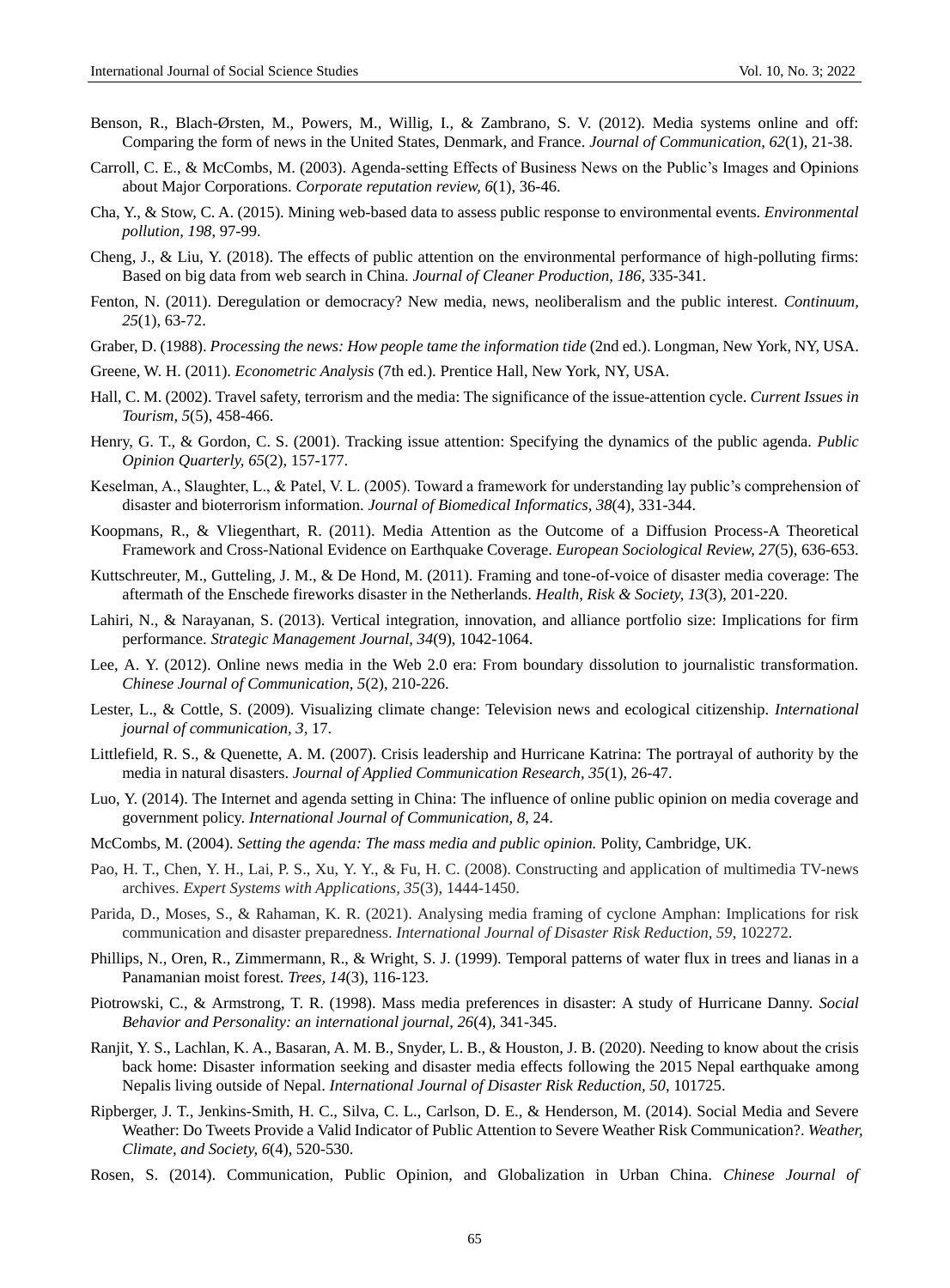Benson, R., Blach-Ørsten, M., Powers, M., Willig, I., & Zambrano, S. V. (2012). Media systems online and off: Comparing the form of news in the United States, Denmark, and France. *Journal of Communication, 62*(1), 21-38.

Carroll, C. E., & McCombs, M. (2003). Agenda-setting Effects of Business News on the Public's Images and Opinions about Major Corporations. *Corporate reputation review, 6*(1), 36-46.

Cha, Y., & Stow, C. A. (2015). Mining web-based data to assess public response to environmental events. *Environmental pollution, 198*, 97-99.

Cheng, J., & Liu, Y. (2018). The effects of public attention on the environmental performance of high-polluting firms: Based on big data from web search in China. *Journal of Cleaner Production, 186*, 335-341.

Fenton, N. (2011). Deregulation or democracy? New media, news, neoliberalism and the public interest. *Continuum, 25*(1), 63-72.

Graber, D. (1988). *Processing the news: How people tame the information tide* (2nd ed.). Longman, New York, NY, USA.

Greene, W. H. (2011). *Econometric Analysis* (7th ed.). Prentice Hall, New York, NY, USA.

Hall, C. M. (2002). Travel safety, terrorism and the media: The significance of the issue-attention cycle. *Current Issues in Tourism, 5*(5), 458-466.

Henry, G. T., & Gordon, C. S. (2001). Tracking issue attention: Specifying the dynamics of the public agenda. *Public Opinion Quarterly, 65*(2), 157-177.

Keselman, A., Slaughter, L., & Patel, V. L. (2005). Toward a framework for understanding lay public's comprehension of disaster and bioterrorism information. *Journal of Biomedical Informatics, 38*(4), 331-344.

Koopmans, R., & Vliegenthart, R. (2011). Media Attention as the Outcome of a Diffusion Process-A Theoretical Framework and Cross-National Evidence on Earthquake Coverage. *European Sociological Review, 27*(5), 636-653.

Kuttschreuter, M., Gutteling, J. M., & De Hond, M. (2011). Framing and tone-of-voice of disaster media coverage: The aftermath of the Enschede fireworks disaster in the Netherlands. *Health, Risk & Society, 13*(3), 201-220.

Lahiri, N., & Narayanan, S. (2013). Vertical integration, innovation, and alliance portfolio size: Implications for firm performance. *Strategic Management Journal, 34*(9), 1042-1064.

Lee, A. Y. (2012). Online news media in the Web 2.0 era: From boundary dissolution to journalistic transformation. *Chinese Journal of Communication, 5*(2), 210-226.

Lester, L., & Cottle, S. (2009). Visualizing climate change: Television news and ecological citizenship. *International journal of communication, 3*, 17.

Littlefield, R. S., & Quenette, A. M. (2007). Crisis leadership and Hurricane Katrina: The portrayal of authority by the media in natural disasters. *Journal of Applied Communication Research, 35*(1), 26-47.

Luo, Y. (2014). The Internet and agenda setting in China: The influence of online public opinion on media coverage and government policy. *International Journal of Communication, 8*, 24.

McCombs, M. (2004). *Setting the agenda: The mass media and public opinion.* Polity, Cambridge, UK.

Pao, H. T., Chen, Y. H., Lai, P. S., Xu, Y. Y., & Fu, H. C. (2008). Constructing and application of multimedia TV-news archives. *Expert Systems with Applications, 35*(3), 1444-1450.

Parida, D., Moses, S., & Rahaman, K. R. (2021). Analysing media framing of cyclone Amphan: Implications for risk communication and disaster preparedness. *International Journal of Disaster Risk Reduction, 59*, 102272.

Phillips, N., Oren, R., Zimmermann, R., & Wright, S. J. (1999). Temporal patterns of water flux in trees and lianas in a Panamanian moist forest. *Trees, 14*(3), 116-123.

Piotrowski, C., & Armstrong, T. R. (1998). Mass media preferences in disaster: A study of Hurricane Danny. *Social Behavior and Personality: an international journal, 26*(4), 341-345.

Ranjit, Y. S., Lachlan, K. A., Basaran, A. M. B., Snyder, L. B., & Houston, J. B. (2020). Needing to know about the crisis back home: Disaster information seeking and disaster media effects following the 2015 Nepal earthquake among Nepalis living outside of Nepal. *International Journal of Disaster Risk Reduction, 50*, 101725.

Ripberger, J. T., Jenkins-Smith, H. C., Silva, C. L., Carlson, D. E., & Henderson, M. (2014). Social Media and Severe Weather: Do Tweets Provide a Valid Indicator of Public Attention to Severe Weather Risk Communication?. *Weather, Climate, and Society, 6*(4), 520-530.

Rosen, S. (2014). Communication, Public Opinion, and Globalization in Urban China. *Chinese Journal of*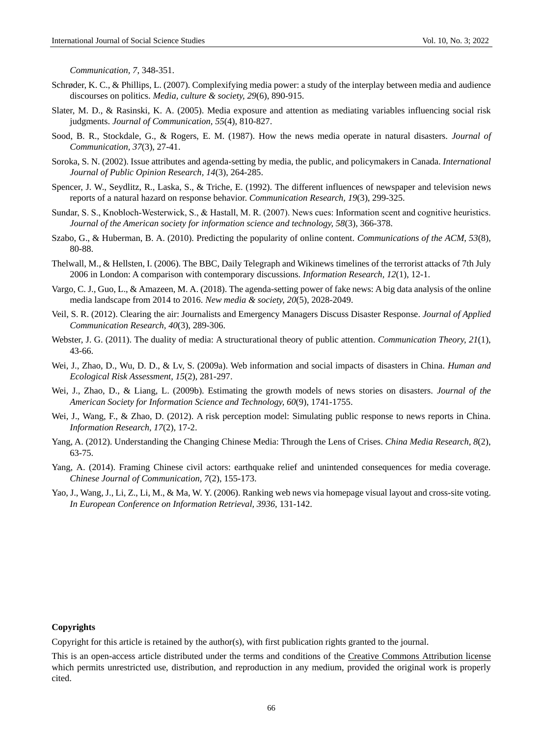*Communication, 7*, 348-351.

Schrøder, K. C., & Phillips, L. (2007). Complexifying media power: a study of the interplay between media and audience discourses on politics. *Media, culture & society, 29*(6), 890-915.

Slater, M. D., & Rasinski, K. A. (2005). Media exposure and attention as mediating variables influencing social risk judgments. *Journal of Communication, 55*(4), 810-827.

Sood, B. R., Stockdale, G., & Rogers, E. M. (1987). How the news media operate in natural disasters. *Journal of Communication, 37*(3), 27-41.

Soroka, S. N. (2002). Issue attributes and agenda-setting by media, the public, and policymakers in Canada. *International Journal of Public Opinion Research, 14*(3), 264-285.

Spencer, J. W., Seydlitz, R., Laska, S., & Triche, E. (1992). The different influences of newspaper and television news reports of a natural hazard on response behavior. *Communication Research, 19*(3), 299-325.

Sundar, S. S., Knobloch-Westerwick, S., & Hastall, M. R. (2007). News cues: Information scent and cognitive heuristics. *Journal of the American society for information science and technology, 58*(3), 366-378.

Szabo, G., & Huberman, B. A. (2010). Predicting the popularity of online content. *Communications of the ACM, 53*(8), 80-88.

Thelwall, M., & Hellsten, I. (2006). The BBC, Daily Telegraph and Wikinews timelines of the terrorist attacks of 7th July 2006 in London: A comparison with contemporary discussions. *Information Research, 12*(1), 12-1.

Vargo, C. J., Guo, L., & Amazeen, M. A. (2018). The agenda-setting power of fake news: A big data analysis of the online media landscape from 2014 to 2016. *New media & society, 20*(5), 2028-2049.

Veil, S. R. (2012). Clearing the air: Journalists and Emergency Managers Discuss Disaster Response. *Journal of Applied Communication Research, 40*(3), 289-306.

Webster, J. G. (2011). The duality of media: A structurational theory of public attention. *Communication Theory, 21*(1), 43-66.

Wei, J., Zhao, D., Wu, D. D., & Lv, S. (2009a). Web information and social impacts of disasters in China. *Human and Ecological Risk Assessment, 15*(2), 281-297.

Wei, J., Zhao, D., & Liang, L. (2009b). Estimating the growth models of news stories on disasters. *Journal of the American Society for Information Science and Technology, 60*(9), 1741-1755.

Wei, J., Wang, F., & Zhao, D. (2012). A risk perception model: Simulating public response to news reports in China. *Information Research, 17*(2), 17-2.

Yang, A. (2012). Understanding the Changing Chinese Media: Through the Lens of Crises. *China Media Research, 8*(2), 63-75.

Yang, A. (2014). Framing Chinese civil actors: earthquake relief and unintended consequences for media coverage. *Chinese Journal of Communication, 7*(2), 155-173.

Yao, J., Wang, J., Li, Z., Li, M., & Ma, W. Y. (2006). Ranking web news via homepage visual layout and cross-site voting. *In European Conference on Information Retrieval, 3936*, 131-142.

**Copyrights**

Copyright for this article is retained by the author(s), with first publication rights granted to the journal.

This is an open-access article distributed under the terms and conditions of the Creative Commons Attribution license which permits unrestricted use, distribution, and reproduction in any medium, provided the original work is properly cited.